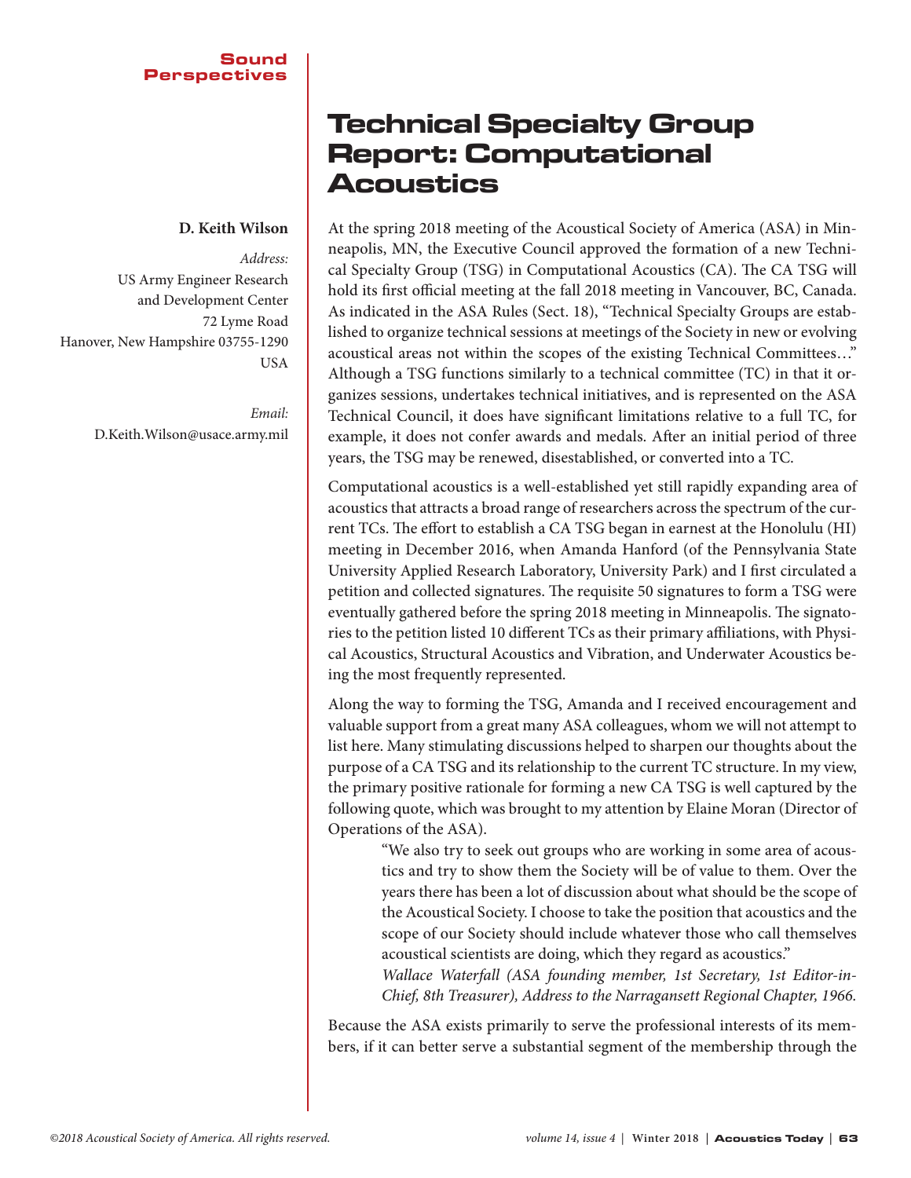Sound Perspectives

# Technical Specialty Group Report: Computational Acoustics

**D. Keith Wilson**

*Address:*
US Army Engineer Research and Development Center
72 Lyme Road
Hanover, New Hampshire 03755-1290
USA

*Email:*
D.Keith.Wilson@usace.army.mil

At the spring 2018 meeting of the Acoustical Society of America (ASA) in Minneapolis, MN, the Executive Council approved the formation of a new Technical Specialty Group (TSG) in Computational Acoustics (CA). The CA TSG will hold its first official meeting at the fall 2018 meeting in Vancouver, BC, Canada. As indicated in the ASA Rules (Sect. 18), "Technical Specialty Groups are established to organize technical sessions at meetings of the Society in new or evolving acoustical areas not within the scopes of the existing Technical Committees…" Although a TSG functions similarly to a technical committee (TC) in that it organizes sessions, undertakes technical initiatives, and is represented on the ASA Technical Council, it does have significant limitations relative to a full TC, for example, it does not confer awards and medals. After an initial period of three years, the TSG may be renewed, disestablished, or converted into a TC.

Computational acoustics is a well-established yet still rapidly expanding area of acoustics that attracts a broad range of researchers across the spectrum of the current TCs. The effort to establish a CA TSG began in earnest at the Honolulu (HI) meeting in December 2016, when Amanda Hanford (of the Pennsylvania State University Applied Research Laboratory, University Park) and I first circulated a petition and collected signatures. The requisite 50 signatures to form a TSG were eventually gathered before the spring 2018 meeting in Minneapolis. The signatories to the petition listed 10 different TCs as their primary affiliations, with Physical Acoustics, Structural Acoustics and Vibration, and Underwater Acoustics being the most frequently represented.

Along the way to forming the TSG, Amanda and I received encouragement and valuable support from a great many ASA colleagues, whom we will not attempt to list here. Many stimulating discussions helped to sharpen our thoughts about the purpose of a CA TSG and its relationship to the current TC structure. In my view, the primary positive rationale for forming a new CA TSG is well captured by the following quote, which was brought to my attention by Elaine Moran (Director of Operations of the ASA).

> "We also try to seek out groups who are working in some area of acoustics and try to show them the Society will be of value to them. Over the years there has been a lot of discussion about what should be the scope of the Acoustical Society. I choose to take the position that acoustics and the scope of our Society should include whatever those who call themselves acoustical scientists are doing, which they regard as acoustics."
>
> *Wallace Waterfall (ASA founding member, 1st Secretary, 1st Editor-in-Chief, 8th Treasurer), Address to the Narragansett Regional Chapter, 1966.*

Because the ASA exists primarily to serve the professional interests of its members, if it can better serve a substantial segment of the membership through the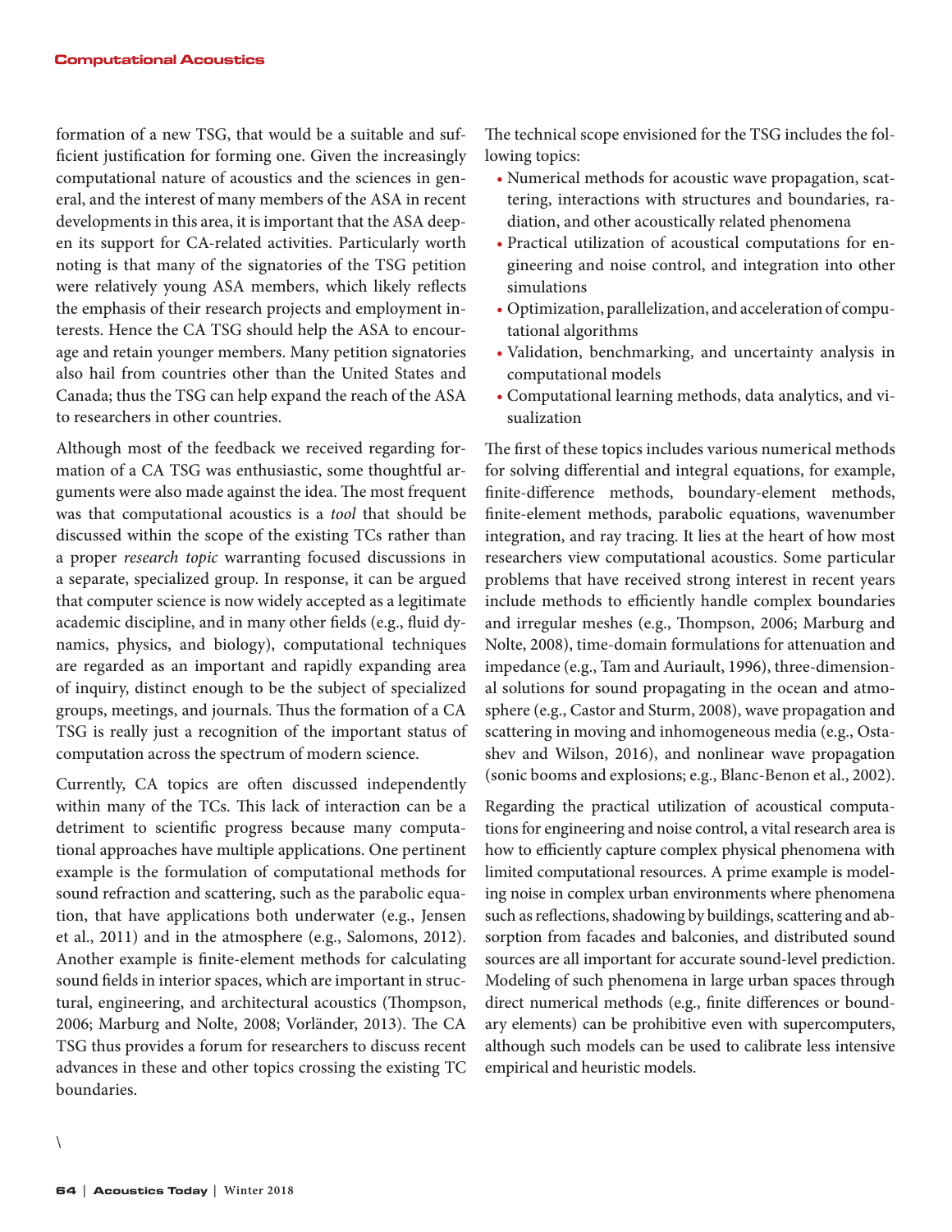formation of a new TSG, that would be a suitable and sufficient justification for forming one. Given the increasingly computational nature of acoustics and the sciences in general, and the interest of many members of the ASA in recent developments in this area, it is important that the ASA deepen its support for CA-related activities. Particularly worth noting is that many of the signatories of the TSG petition were relatively young ASA members, which likely reflects the emphasis of their research projects and employment interests. Hence the CA TSG should help the ASA to encourage and retain younger members. Many petition signatories also hail from countries other than the United States and Canada; thus the TSG can help expand the reach of the ASA to researchers in other countries.

Although most of the feedback we received regarding formation of a CA TSG was enthusiastic, some thoughtful arguments were also made against the idea. The most frequent was that computational acoustics is a *tool* that should be discussed within the scope of the existing TCs rather than a proper *research topic* warranting focused discussions in a separate, specialized group. In response, it can be argued that computer science is now widely accepted as a legitimate academic discipline, and in many other fields (e.g., fluid dynamics, physics, and biology), computational techniques are regarded as an important and rapidly expanding area of inquiry, distinct enough to be the subject of specialized groups, meetings, and journals. Thus the formation of a CA TSG is really just a recognition of the important status of computation across the spectrum of modern science.

Currently, CA topics are often discussed independently within many of the TCs. This lack of interaction can be a detriment to scientific progress because many computational approaches have multiple applications. One pertinent example is the formulation of computational methods for sound refraction and scattering, such as the parabolic equation, that have applications both underwater (e.g., Jensen et al., 2011) and in the atmosphere (e.g., Salomons, 2012). Another example is finite-element methods for calculating sound fields in interior spaces, which are important in structural, engineering, and architectural acoustics (Thompson, 2006; Marburg and Nolte, 2008; Vorländer, 2013). The CA TSG thus provides a forum for researchers to discuss recent advances in these and other topics crossing the existing TC boundaries.

The technical scope envisioned for the TSG includes the following topics:

- Numerical methods for acoustic wave propagation, scattering, interactions with structures and boundaries, radiation, and other acoustically related phenomena
- Practical utilization of acoustical computations for engineering and noise control, and integration into other simulations
- Optimization, parallelization, and acceleration of computational algorithms
- Validation, benchmarking, and uncertainty analysis in computational models
- Computational learning methods, data analytics, and visualization

The first of these topics includes various numerical methods for solving differential and integral equations, for example, finite-difference methods, boundary-element methods, finite-element methods, parabolic equations, wavenumber integration, and ray tracing. It lies at the heart of how most researchers view computational acoustics. Some particular problems that have received strong interest in recent years include methods to efficiently handle complex boundaries and irregular meshes (e.g., Thompson, 2006; Marburg and Nolte, 2008), time-domain formulations for attenuation and impedance (e.g., Tam and Auriault, 1996), three-dimensional solutions for sound propagating in the ocean and atmosphere (e.g., Castor and Sturm, 2008), wave propagation and scattering in moving and inhomogeneous media (e.g., Ostashev and Wilson, 2016), and nonlinear wave propagation (sonic booms and explosions; e.g., Blanc-Benon et al., 2002).

Regarding the practical utilization of acoustical computations for engineering and noise control, a vital research area is how to efficiently capture complex physical phenomena with limited computational resources. A prime example is modeling noise in complex urban environments where phenomena such as reflections, shadowing by buildings, scattering and absorption from facades and balconies, and distributed sound sources are all important for accurate sound-level prediction. Modeling of such phenomena in large urban spaces through direct numerical methods (e.g., finite differences or boundary elements) can be prohibitive even with supercomputers, although such models can be used to calibrate less intensive empirical and heuristic models.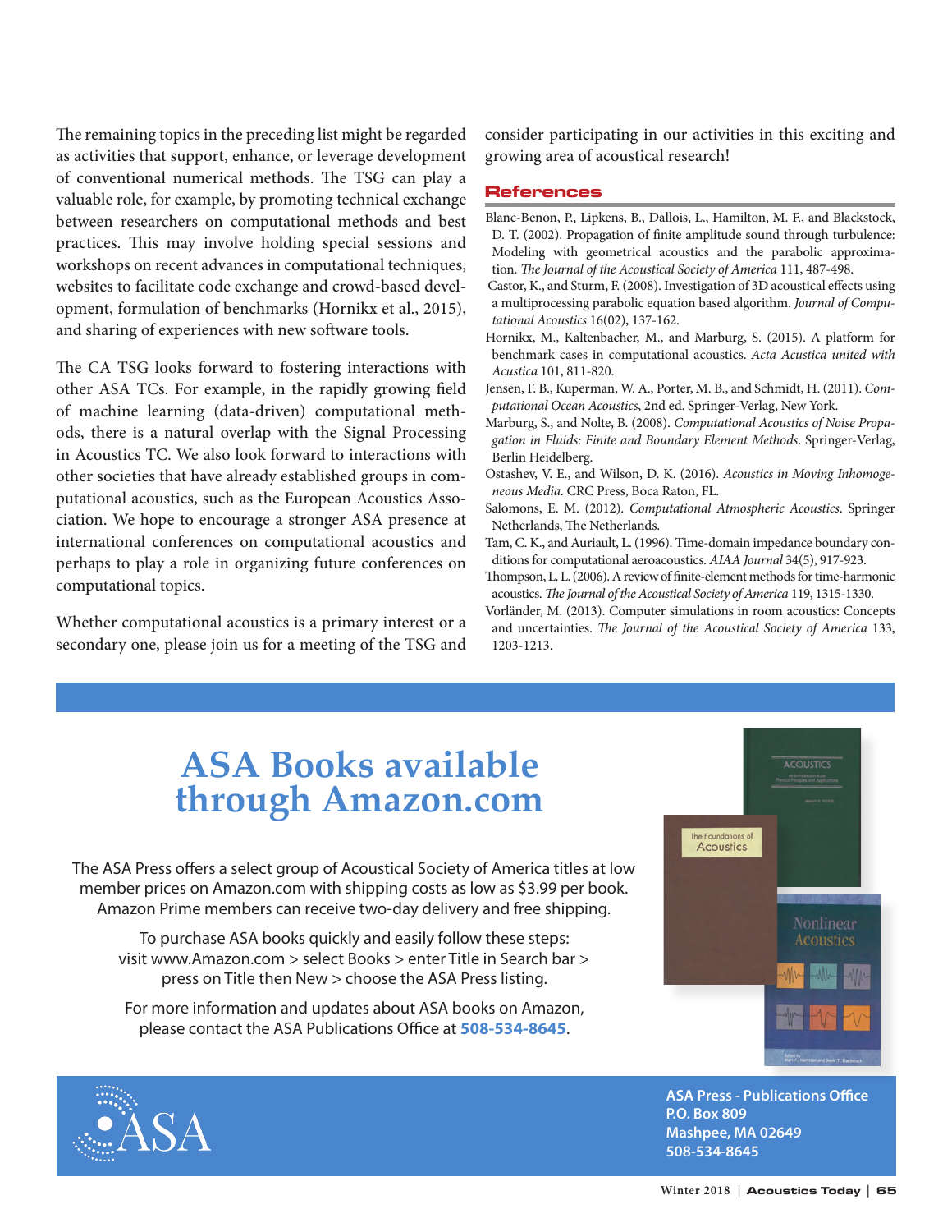The remaining topics in the preceding list might be regarded as activities that support, enhance, or leverage development of conventional numerical methods. The TSG can play a valuable role, for example, by promoting technical exchange between researchers on computational methods and best practices. This may involve holding special sessions and workshops on recent advances in computational techniques, websites to facilitate code exchange and crowd-based development, formulation of benchmarks (Hornikx et al., 2015), and sharing of experiences with new software tools.

The CA TSG looks forward to fostering interactions with other ASA TCs. For example, in the rapidly growing field of machine learning (data-driven) computational methods, there is a natural overlap with the Signal Processing in Acoustics TC. We also look forward to interactions with other societies that have already established groups in computational acoustics, such as the European Acoustics Association. We hope to encourage a stronger ASA presence at international conferences on computational acoustics and perhaps to play a role in organizing future conferences on computational topics.

Whether computational acoustics is a primary interest or a secondary one, please join us for a meeting of the TSG and consider participating in our activities in this exciting and growing area of acoustical research!

## References

Blanc-Benon, P., Lipkens, B., Dallois, L., Hamilton, M. F., and Blackstock, D. T. (2002). Propagation of finite amplitude sound through turbulence: Modeling with geometrical acoustics and the parabolic approximation. *The Journal of the Acoustical Society of America* 111, 487-498.

Castor, K., and Sturm, F. (2008). Investigation of 3D acoustical effects using a multiprocessing parabolic equation based algorithm. *Journal of Computational Acoustics* 16(02), 137-162.

Hornikx, M., Kaltenbacher, M., and Marburg, S. (2015). A platform for benchmark cases in computational acoustics. *Acta Acustica united with Acustica* 101, 811-820.

Jensen, F. B., Kuperman, W. A., Porter, M. B., and Schmidt, H. (2011). *Computational Ocean Acoustics*, 2nd ed. Springer-Verlag, New York.

Marburg, S., and Nolte, B. (2008). *Computational Acoustics of Noise Propagation in Fluids: Finite and Boundary Element Methods*. Springer-Verlag, Berlin Heidelberg.

Ostashev, V. E., and Wilson, D. K. (2016). *Acoustics in Moving Inhomogeneous Media*. CRC Press, Boca Raton, FL.

Salomons, E. M. (2012). *Computational Atmospheric Acoustics*. Springer Netherlands, The Netherlands.

Tam, C. K., and Auriault, L. (1996). Time-domain impedance boundary conditions for computational aeroacoustics. *AIAA Journal* 34(5), 917-923.

Thompson, L. L. (2006). A review of finite-element methods for time-harmonic acoustics. *The Journal of the Acoustical Society of America* 119, 1315-1330.

Vorländer, M. (2013). Computer simulations in room acoustics: Concepts and uncertainties. *The Journal of the Acoustical Society of America* 133, 1203-1213.

# ASA Books available through Amazon.com

The ASA Press offers a select group of Acoustical Society of America titles at low member prices on Amazon.com with shipping costs as low as $3.99 per book. Amazon Prime members can receive two-day delivery and free shipping.

To purchase ASA books quickly and easily follow these steps: visit www.Amazon.com > select Books > enter Title in Search bar > press on Title then New > choose the ASA Press listing.

For more information and updates about ASA books on Amazon, please contact the ASA Publications Office at **508-534-8645**.

**ASA Press - Publications Office**
**P.O. Box 809**
**Mashpee, MA 02649**
**508-534-8645**